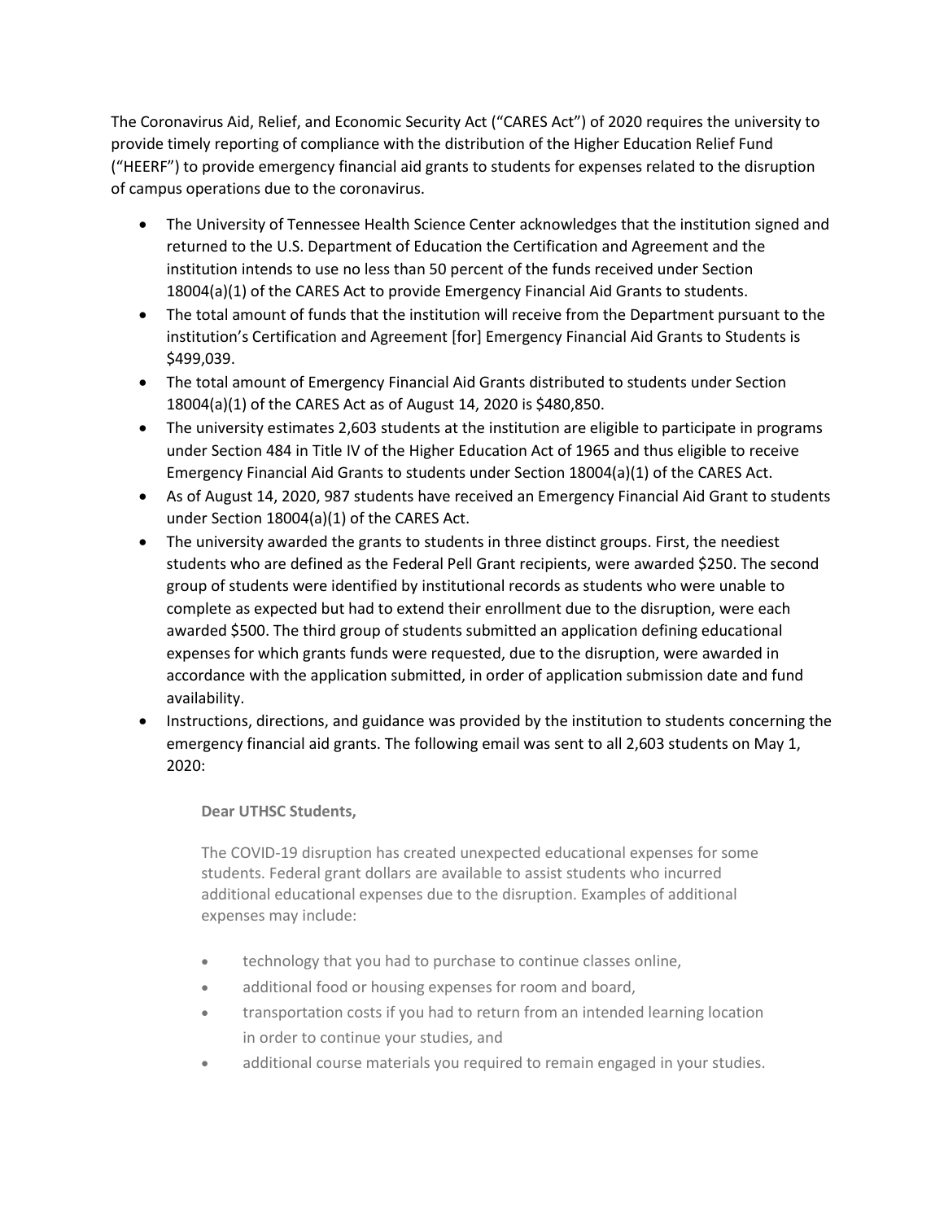The Coronavirus Aid, Relief, and Economic Security Act ("CARES Act") of 2020 requires the university to provide timely reporting of compliance with the distribution of the Higher Education Relief Fund ("HEERF") to provide emergency financial aid grants to students for expenses related to the disruption of campus operations due to the coronavirus.

- The University of Tennessee Health Science Center acknowledges that the institution signed and returned to the U.S. Department of Education the Certification and Agreement and the institution intends to use no less than 50 percent of the funds received under Section 18004(a)(1) of the CARES Act to provide Emergency Financial Aid Grants to students.
- The total amount of funds that the institution will receive from the Department pursuant to the institution's Certification and Agreement [for] Emergency Financial Aid Grants to Students is $499,039.
- The total amount of Emergency Financial Aid Grants distributed to students under Section 18004(a)(1) of the CARES Act as of August 14, 2020 is $480,850.
- The university estimates 2,603 students at the institution are eligible to participate in programs under Section 484 in Title IV of the Higher Education Act of 1965 and thus eligible to receive Emergency Financial Aid Grants to students under Section 18004(a)(1) of the CARES Act.
- As of August 14, 2020, 987 students have received an Emergency Financial Aid Grant to students under Section 18004(a)(1) of the CARES Act.
- The university awarded the grants to students in three distinct groups. First, the neediest students who are defined as the Federal Pell Grant recipients, were awarded $250. The second group of students were identified by institutional records as students who were unable to complete as expected but had to extend their enrollment due to the disruption, were each awarded $500. The third group of students submitted an application defining educational expenses for which grants funds were requested, due to the disruption, were awarded in accordance with the application submitted, in order of application submission date and fund availability.
- Instructions, directions, and guidance was provided by the institution to students concerning the emergency financial aid grants. The following email was sent to all 2,603 students on May 1, 2020:

> **Dear UTHSC Students,**
>
> The COVID-19 disruption has created unexpected educational expenses for some students. Federal grant dollars are available to assist students who incurred additional educational expenses due to the disruption. Examples of additional expenses may include:
>
> - technology that you had to purchase to continue classes online,
> - additional food or housing expenses for room and board,
> - transportation costs if you had to return from an intended learning location in order to continue your studies, and
> - additional course materials you required to remain engaged in your studies.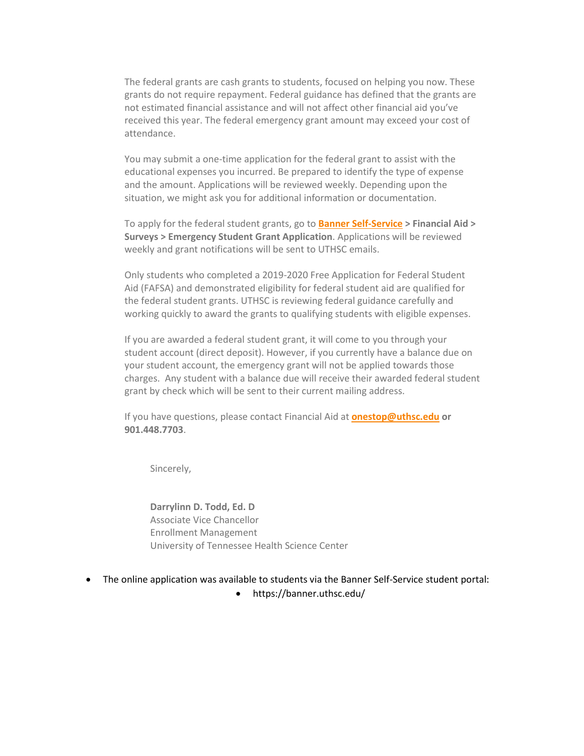The federal grants are cash grants to students, focused on helping you now. These grants do not require repayment. Federal guidance has defined that the grants are not estimated financial assistance and will not affect other financial aid you've received this year. The federal emergency grant amount may exceed your cost of attendance.

You may submit a one-time application for the federal grant to assist with the educational expenses you incurred. Be prepared to identify the type of expense and the amount. Applications will be reviewed weekly. Depending upon the situation, we might ask you for additional information or documentation.

To apply for the federal student grants, go to **Banner Self-Service > Financial Aid > Surveys > Emergency Student Grant Application**. Applications will be reviewed weekly and grant notifications will be sent to UTHSC emails.

Only students who completed a 2019-2020 Free Application for Federal Student Aid (FAFSA) and demonstrated eligibility for federal student aid are qualified for the federal student grants. UTHSC is reviewing federal guidance carefully and working quickly to award the grants to qualifying students with eligible expenses.

If you are awarded a federal student grant, it will come to you through your student account (direct deposit). However, if you currently have a balance due on your student account, the emergency grant will not be applied towards those charges. Any student with a balance due will receive their awarded federal student grant by check which will be sent to their current mailing address.

If you have questions, please contact Financial Aid at **onestop@uthsc.edu or 901.448.7703**.

Sincerely,

**Darrylinn D. Todd, Ed. D**
Associate Vice Chancellor
Enrollment Management
University of Tennessee Health Science Center

- The online application was available to students via the Banner Self-Service student portal:
  - https://banner.uthsc.edu/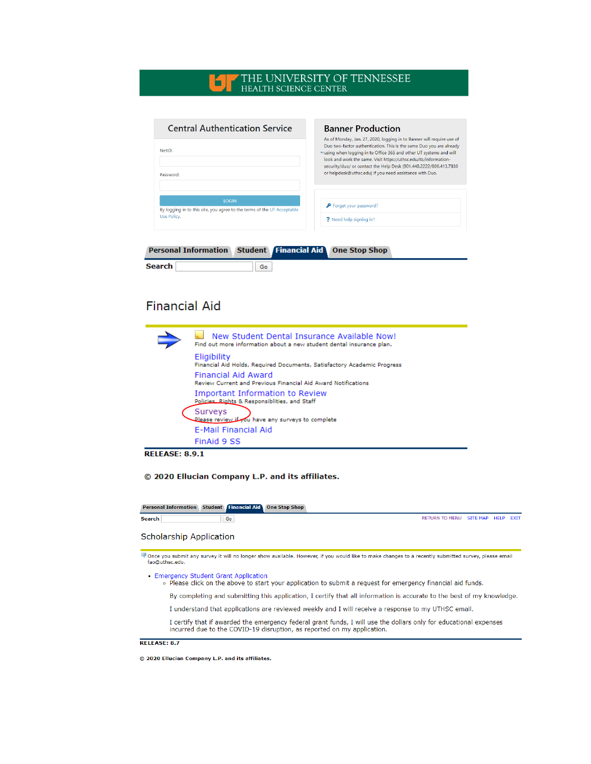THE UNIVERSITY OF TENNESSEE
HEALTH SCIENCE CENTER

## Central Authentication Service

NetID:

Password:

LOGIN

By logging in to this site, you agree to the terms of the UT Acceptable Use Policy.

## Banner Production

As of Monday, Jan. 27, 2020, logging in to Banner will require use of Duo two-factor authentication. This is the same Duo you are already using when logging in to Office 365 and other UT systems and will look and work the same. Visit https://uthsc.edu/its/information-security/duo/ or contact the Help Desk (901.448.2222/800.413.7830 or helpdesk@uthsc.edu) if you need assistance with Duo.

Forget your password?

Need help signing in?

Personal Information | Student | Financial Aid | One Stop Shop

**Search** Go

# Financial Aid

New Student Dental Insurance Available Now!
Find out more information about a new student dental insurance plan.

Eligibility
Financial Aid Holds, Required Documents, Satisfactory Academic Progress

Financial Aid Award
Review Current and Previous Financial Aid Award Notifications

Important Information to Review
Policies, Rights & Responsiblities, and Staff

Surveys
Please review if you have any surveys to complete

E-Mail Financial Aid

FinAid 9 SS

**RELEASE: 8.9.1**

**© 2020 Ellucian Company L.P. and its affiliates.**

Personal Information | Student | Financial Aid | One Stop Shop

**Search** Go RETURN TO MENU SITE MAP HELP EXIT

## Scholarship Application

Once you submit any survey it will no longer show available. However, if you would like to make changes to a recently submitted survey, please email fao@uthsc.edu.

- Emergency Student Grant Application
  - Please click on the above to start your application to submit a request for emergency financial aid funds.

    By completing and submitting this application, I certify that all information is accurate to the best of my knowledge.

    I understand that applications are reviewed weekly and I will receive a response to my UTHSC email.

    I certify that if awarded the emergency federal grant funds, I will use the dollars only for educational expenses incurred due to the COVID-19 disruption, as reported on my application.

**RELEASE: 8.7**

**© 2020 Ellucian Company L.P. and its affiliates.**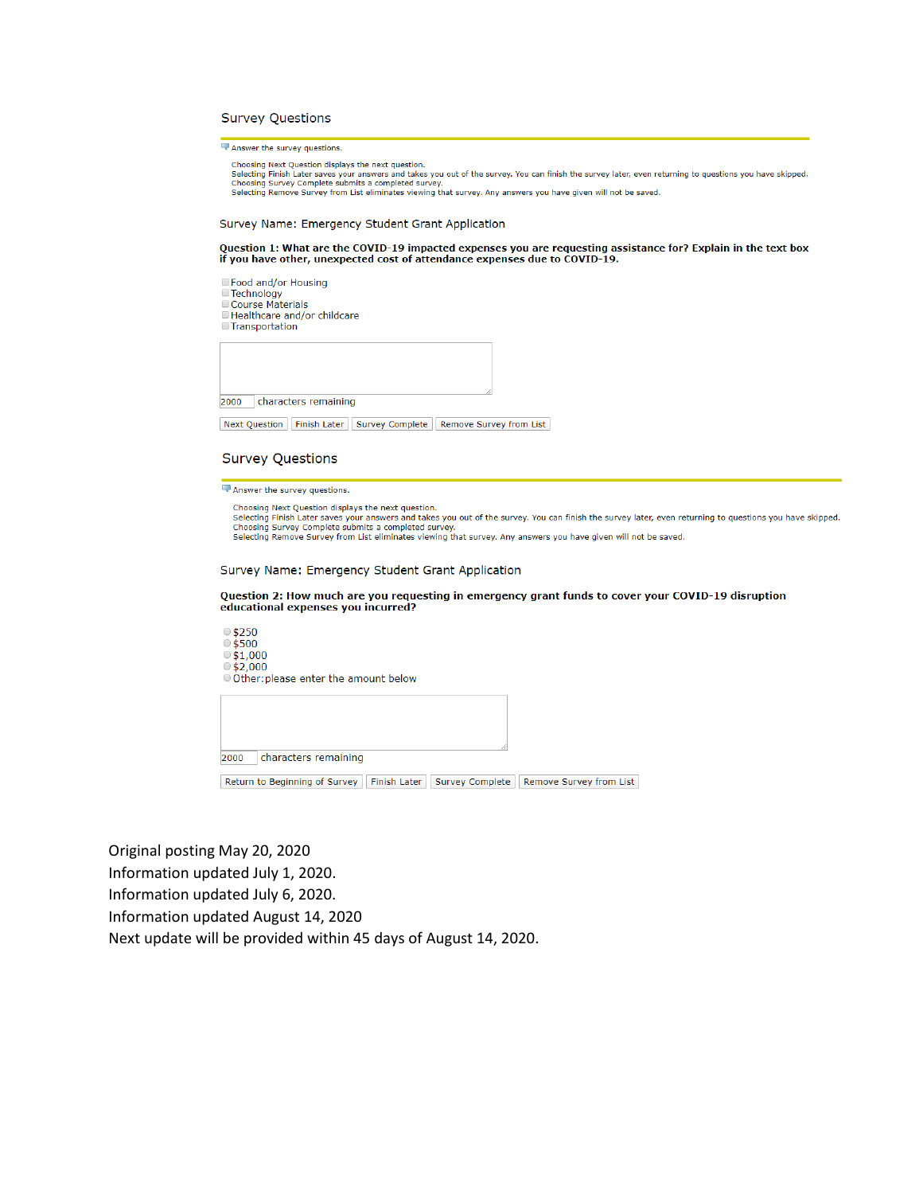## Survey Questions

Answer the survey questions.

Choosing Next Question displays the next question.
Selecting Finish Later saves your answers and takes you out of the survey. You can finish the survey later, even returning to questions you have skipped.
Choosing Survey Complete submits a completed survey.
Selecting Remove Survey from List eliminates viewing that survey. Any answers you have given will not be saved.

Survey Name: Emergency Student Grant Application

**Question 1: What are the COVID-19 impacted expenses you are requesting assistance for? Explain in the text box if you have other, unexpected cost of attendance expenses due to COVID-19.**

- [ ] Food and/or Housing
- [ ] Technology
- [ ] Course Materials
- [ ] Healthcare and/or childcare
- [ ] Transportation

2000 characters remaining

Next Question | Finish Later | Survey Complete | Remove Survey from List

## Survey Questions

Answer the survey questions.

Choosing Next Question displays the next question.
Selecting Finish Later saves your answers and takes you out of the survey. You can finish the survey later, even returning to questions you have skipped.
Choosing Survey Complete submits a completed survey.
Selecting Remove Survey from List eliminates viewing that survey. Any answers you have given will not be saved.

Survey Name: Emergency Student Grant Application

**Question 2: How much are you requesting in emergency grant funds to cover your COVID-19 disruption educational expenses you incurred?**

- $250
- $500
- $1,000
- $2,000
- Other:please enter the amount below

2000 characters remaining

Return to Beginning of Survey | Finish Later | Survey Complete | Remove Survey from List

Original posting May 20, 2020
Information updated July 1, 2020.
Information updated July 6, 2020.
Information updated August 14, 2020
Next update will be provided within 45 days of August 14, 2020.